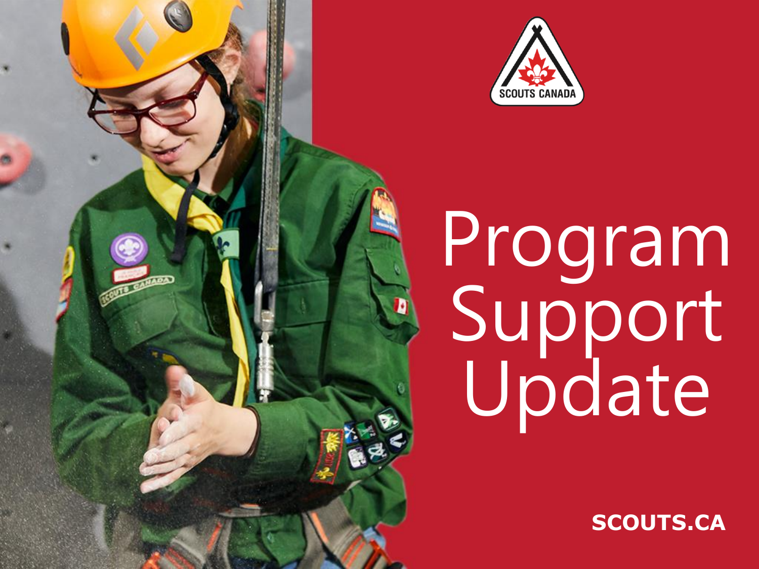# Program Support Update

SCOUTS.CA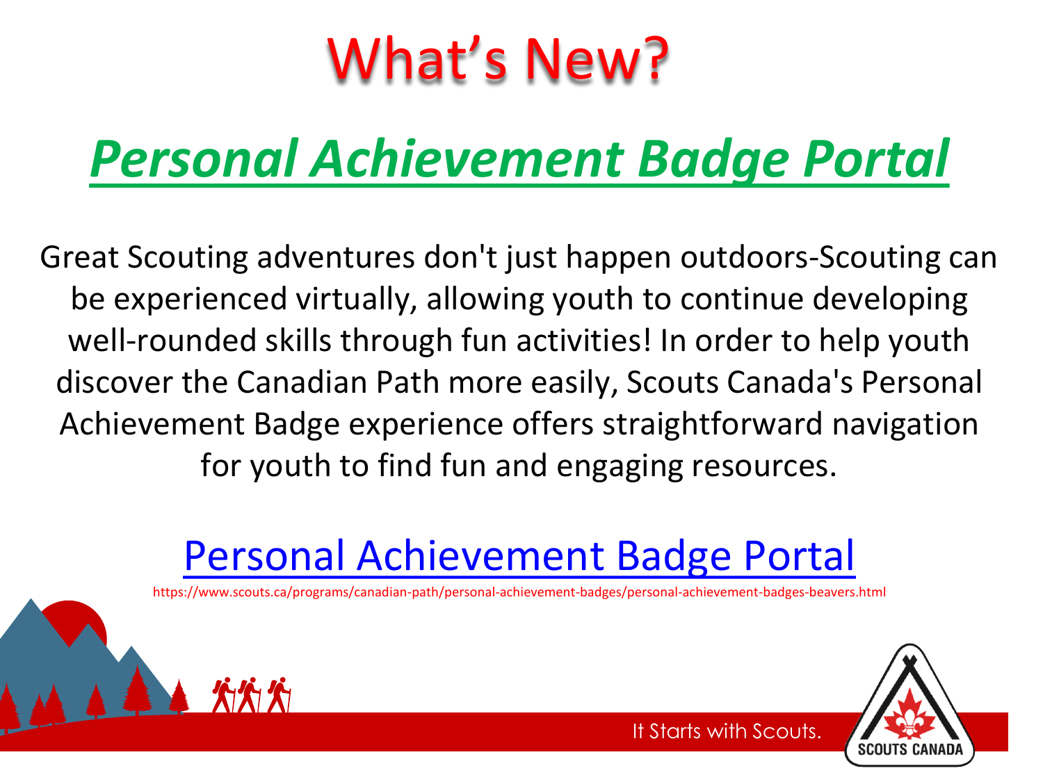# What's New?

## *Personal Achievement Badge Portal*

Great Scouting adventures don't just happen outdoors-Scouting can be experienced virtually, allowing youth to continue developing well-rounded skills through fun activities! In order to help youth discover the Canadian Path more easily, Scouts Canada's Personal Achievement Badge experience offers straightforward navigation for youth to find fun and engaging resources.

[Personal Achievement Badge Portal](https://www.scouts.ca/programs/canadian-path/personal-achievement-badges/personal-achievement-badges-beavers.html)

https://www.scouts.ca/programs/canadian-path/personal-achievement-badges/personal-achievement-badges-beavers.html

It Starts with Scouts.

SCOUTS CANADA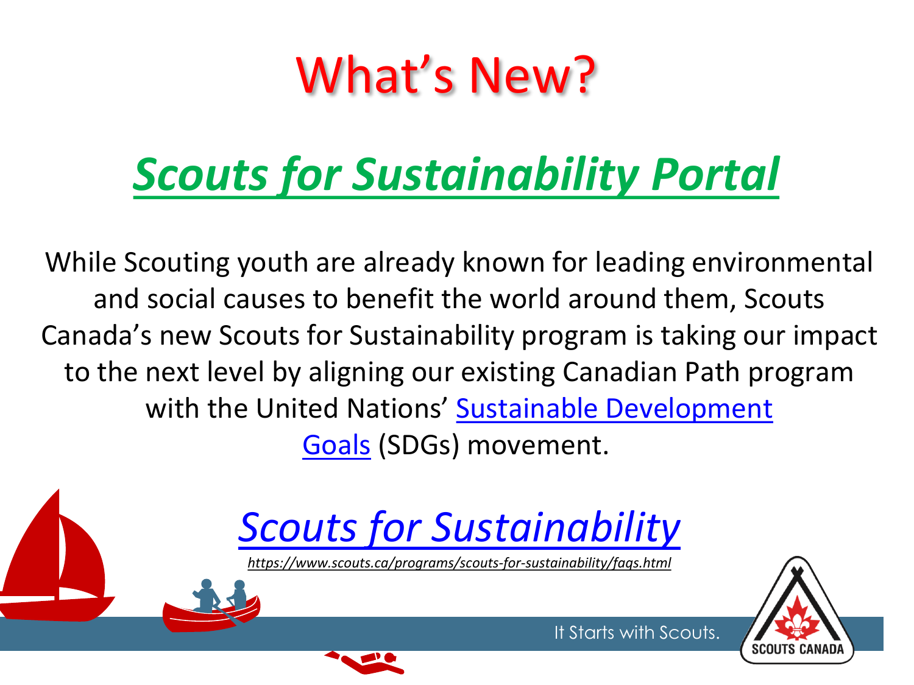# What's New?

## *Scouts for Sustainability Portal*

While Scouting youth are already known for leading environmental and social causes to benefit the world around them, Scouts Canada's new Scouts for Sustainability program is taking our impact to the next level by aligning our existing Canadian Path program with the United Nations' Sustainable Development Goals (SDGs) movement.

*Scouts for Sustainability*

*https://www.scouts.ca/programs/scouts-for-sustainability/faqs.html*

It Starts with Scouts.

SCOUTS CANADA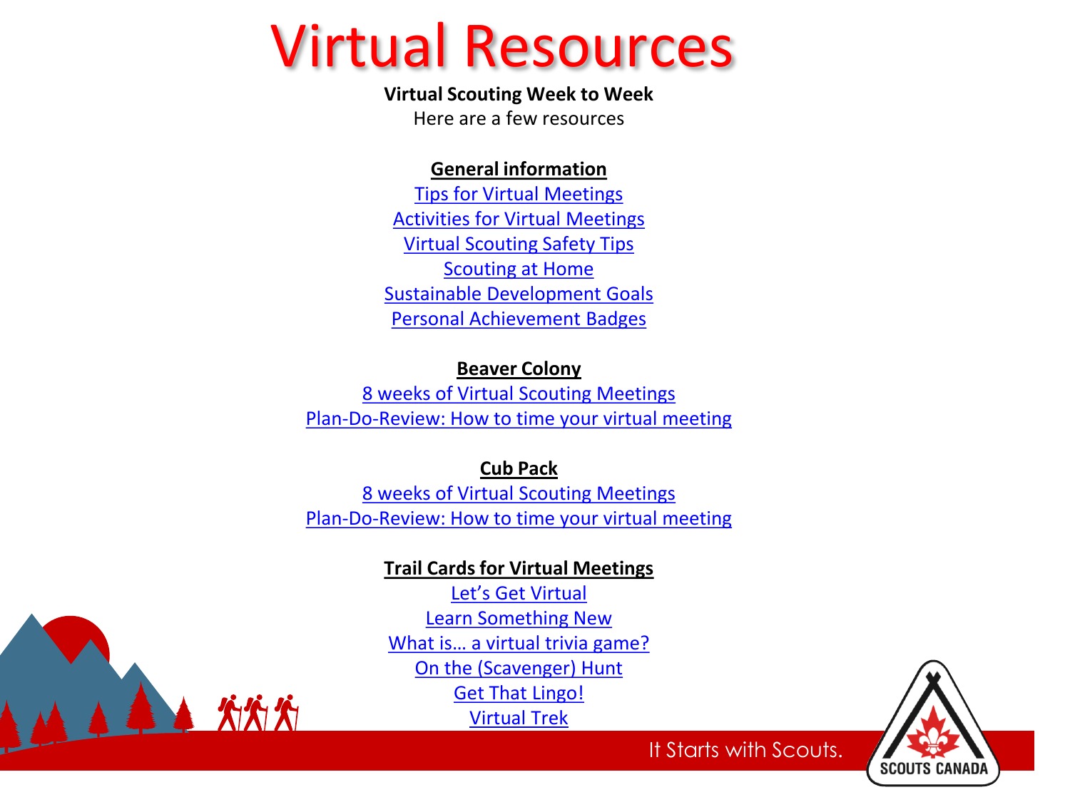# Virtual Resources

**Virtual Scouting Week to Week**

Here are a few resources

**General information**

Tips for Virtual Meetings

Activities for Virtual Meetings

Virtual Scouting Safety Tips

Scouting at Home

Sustainable Development Goals

Personal Achievement Badges

**Beaver Colony**

8 weeks of Virtual Scouting Meetings

Plan-Do-Review: How to time your virtual meeting

**Cub Pack**

8 weeks of Virtual Scouting Meetings

Plan-Do-Review: How to time your virtual meeting

**Trail Cards for Virtual Meetings**

Let's Get Virtual

Learn Something New

What is… a virtual trivia game?

On the (Scavenger) Hunt

Get That Lingo!

Virtual Trek

It Starts with Scouts.

SCOUTS CANADA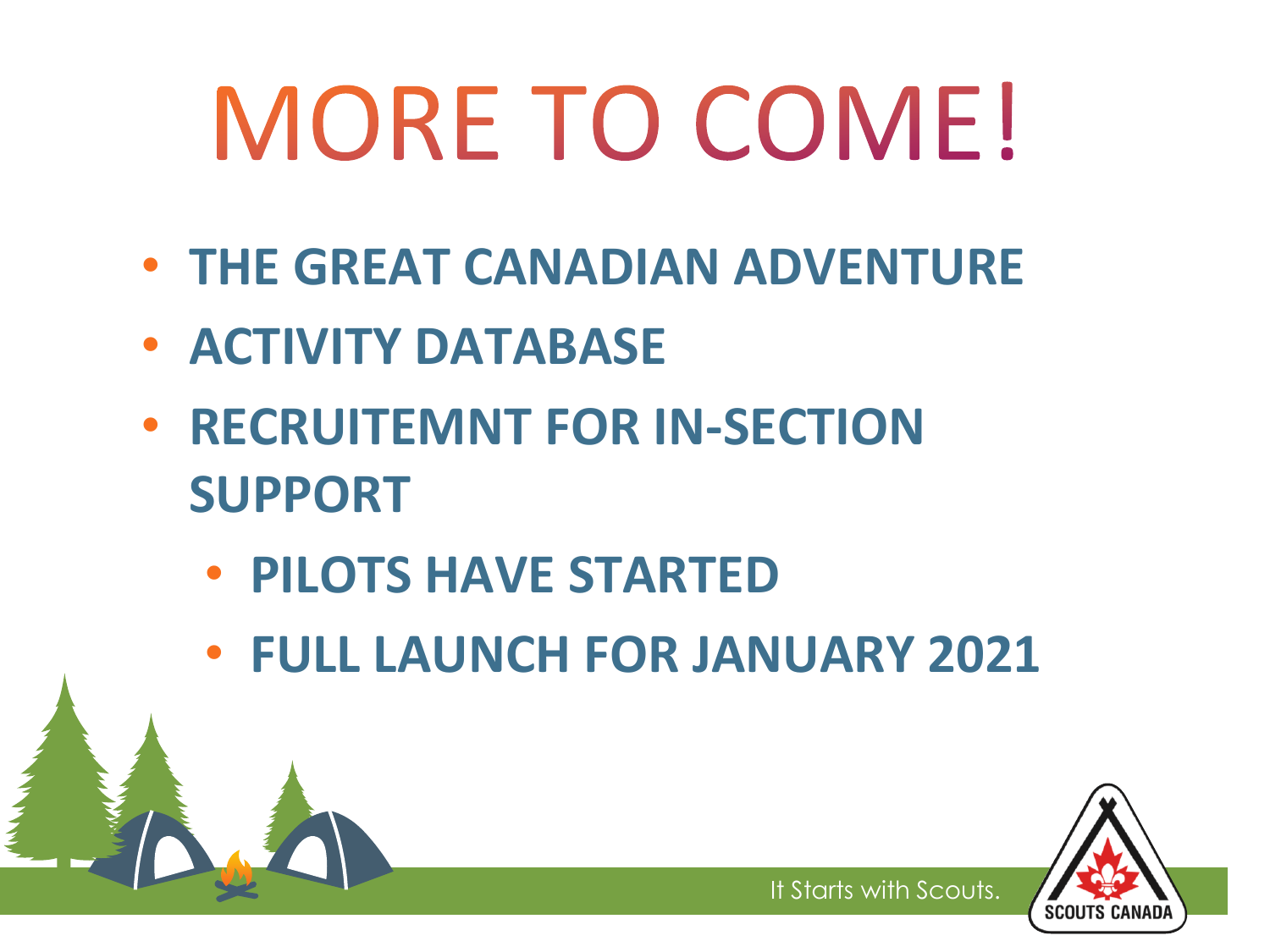# MORE TO COME!

- **THE GREAT CANADIAN ADVENTURE**
- **ACTIVITY DATABASE**
- **RECRUITEMNT FOR IN-SECTION SUPPORT**
  - **PILOTS HAVE STARTED**
  - **FULL LAUNCH FOR JANUARY 2021**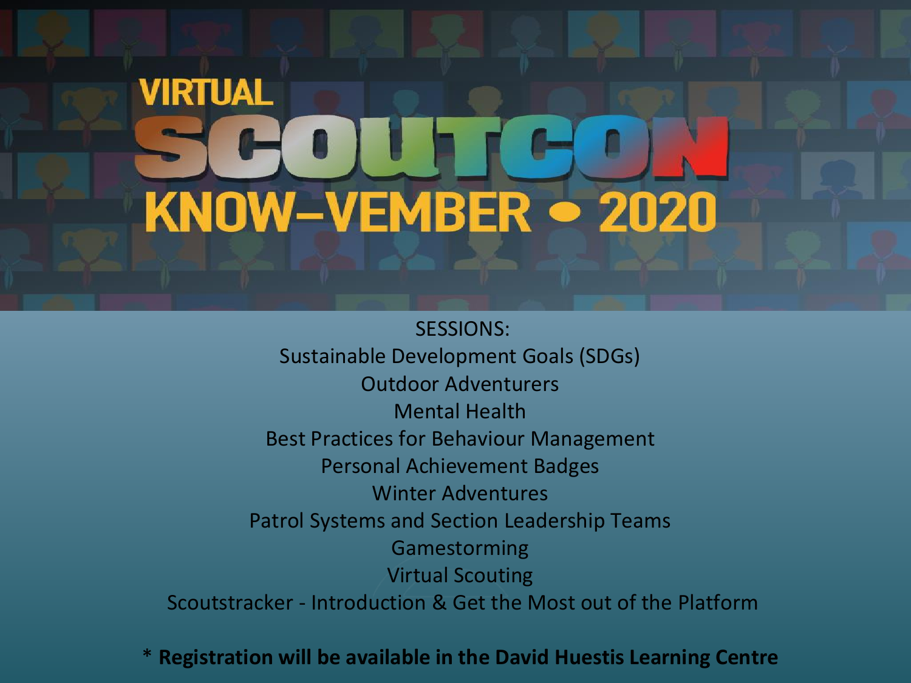# VIRTUAL SCOUTCON KNOW–VEMBER • 2020

SESSIONS:

Sustainable Development Goals (SDGs)

Outdoor Adventurers

Mental Health

Best Practices for Behaviour Management

Personal Achievement Badges

Winter Adventures

Patrol Systems and Section Leadership Teams

Gamestorming

Virtual Scouting

Scoutstracker - Introduction & Get the Most out of the Platform

* **Registration will be available in the David Huestis Learning Centre**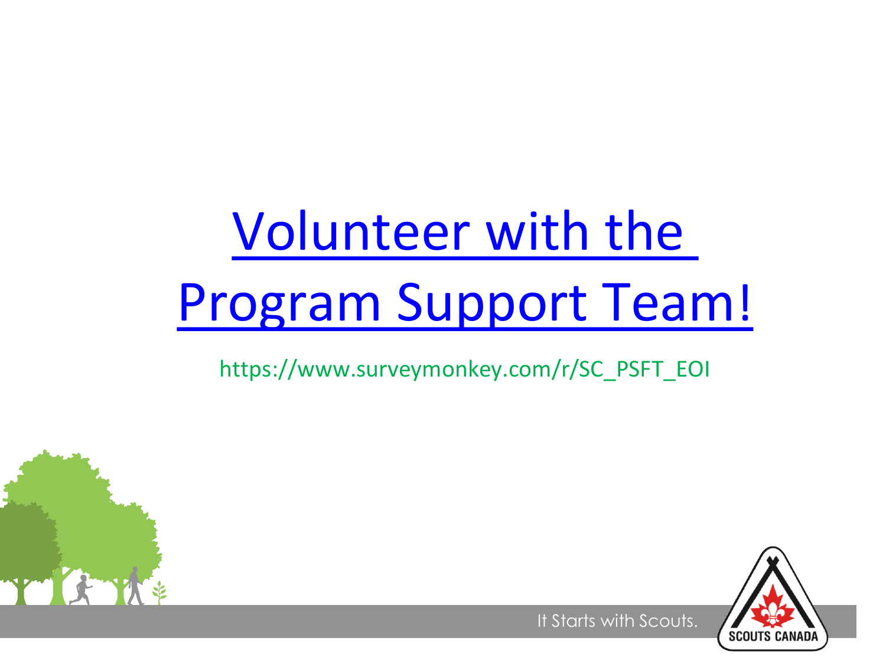# Volunteer with the Program Support Team!

https://www.surveymonkey.com/r/SC_PSFT_EOI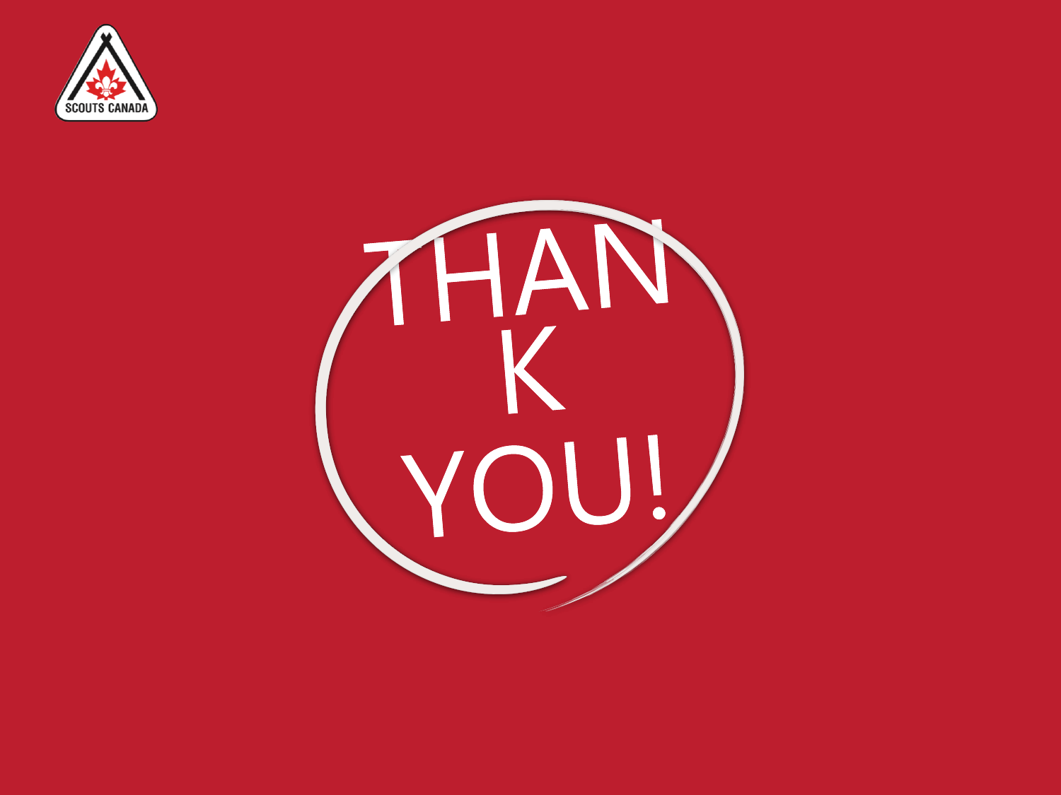SCOUTS CANADA

# THAN K YOU!